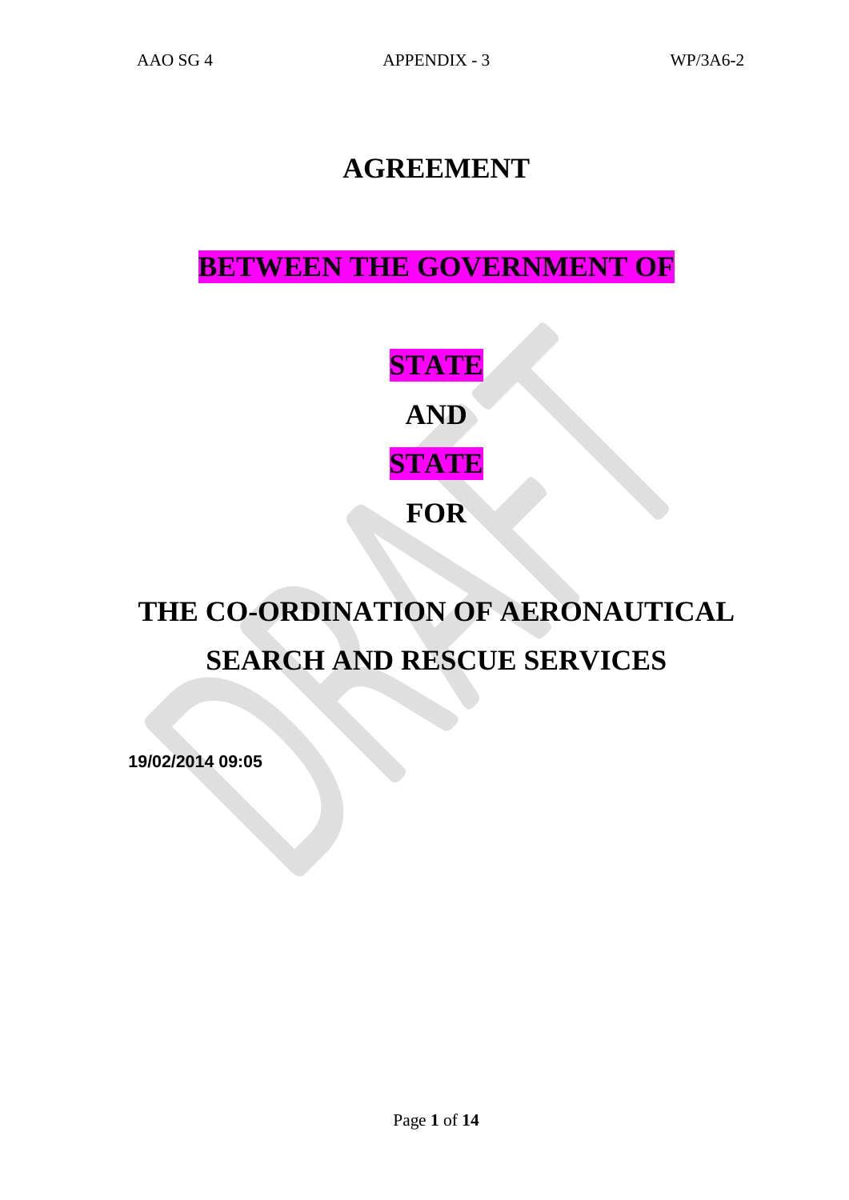# AGREEMENT

## BETWEEN THE GOVERNMENT OF

## STATE

## AND

## STATE

## FOR

# THE CO-ORDINATION OF AERONAUTICAL SEARCH AND RESCUE SERVICES

**19/02/2014 09:05**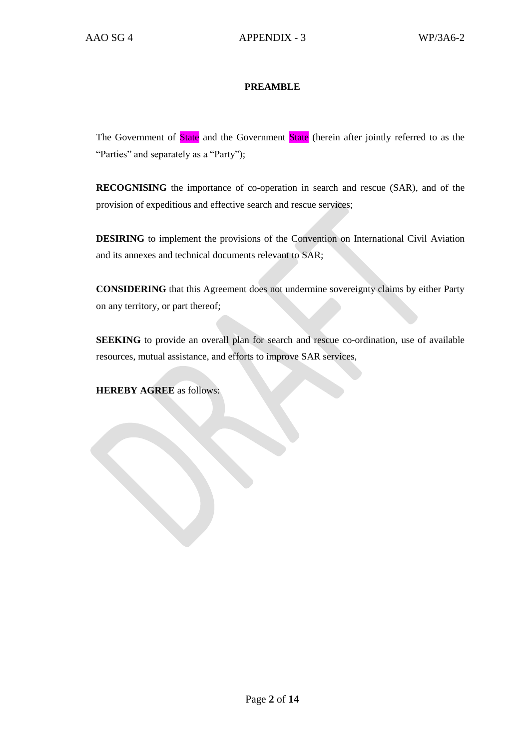**PREAMBLE**

The Government of State and the Government State (herein after jointly referred to as the "Parties" and separately as a "Party");

**RECOGNISING** the importance of co-operation in search and rescue (SAR), and of the provision of expeditious and effective search and rescue services;

**DESIRING** to implement the provisions of the Convention on International Civil Aviation and its annexes and technical documents relevant to SAR;

**CONSIDERING** that this Agreement does not undermine sovereignty claims by either Party on any territory, or part thereof;

**SEEKING** to provide an overall plan for search and rescue co-ordination, use of available resources, mutual assistance, and efforts to improve SAR services,

**HEREBY AGREE** as follows: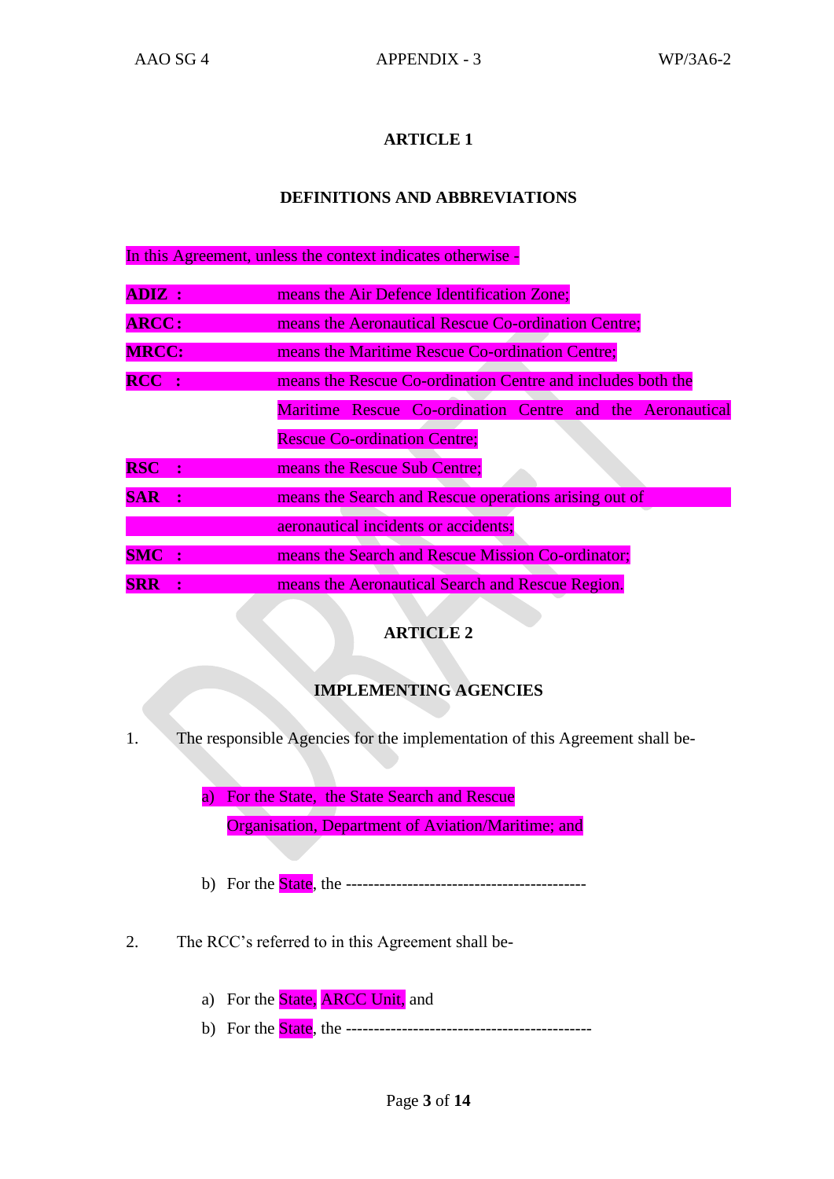## ARTICLE 1

## DEFINITIONS AND ABBREVIATIONS

In this Agreement, unless the context indicates otherwise -

| | |
|---|---|
| **ADIZ :** | means the Air Defence Identification Zone; |
| **ARCC :** | means the Aeronautical Rescue Co-ordination Centre; |
| **MRCC:** | means the Maritime Rescue Co-ordination Centre; |
| **RCC :** | means the Rescue Co-ordination Centre and includes both the Maritime Rescue Co-ordination Centre and the Aeronautical Rescue Co-ordination Centre; |
| **RSC :** | means the Rescue Sub Centre; |
| **SAR :** | means the Search and Rescue operations arising out of aeronautical incidents or accidents; |
| **SMC :** | means the Search and Rescue Mission Co-ordinator; |
| **SRR :** | means the Aeronautical Search and Rescue Region. |

## ARTICLE 2

## IMPLEMENTING AGENCIES

1. The responsible Agencies for the implementation of this Agreement shall be-

   a) For the State, the State Search and Rescue Organisation, Department of Aviation/Maritime; and

   b) For the State, the -------------------------------------------

2. The RCC's referred to in this Agreement shall be-

   a) For the State, ARCC Unit, and
   b) For the State, the --------------------------------------------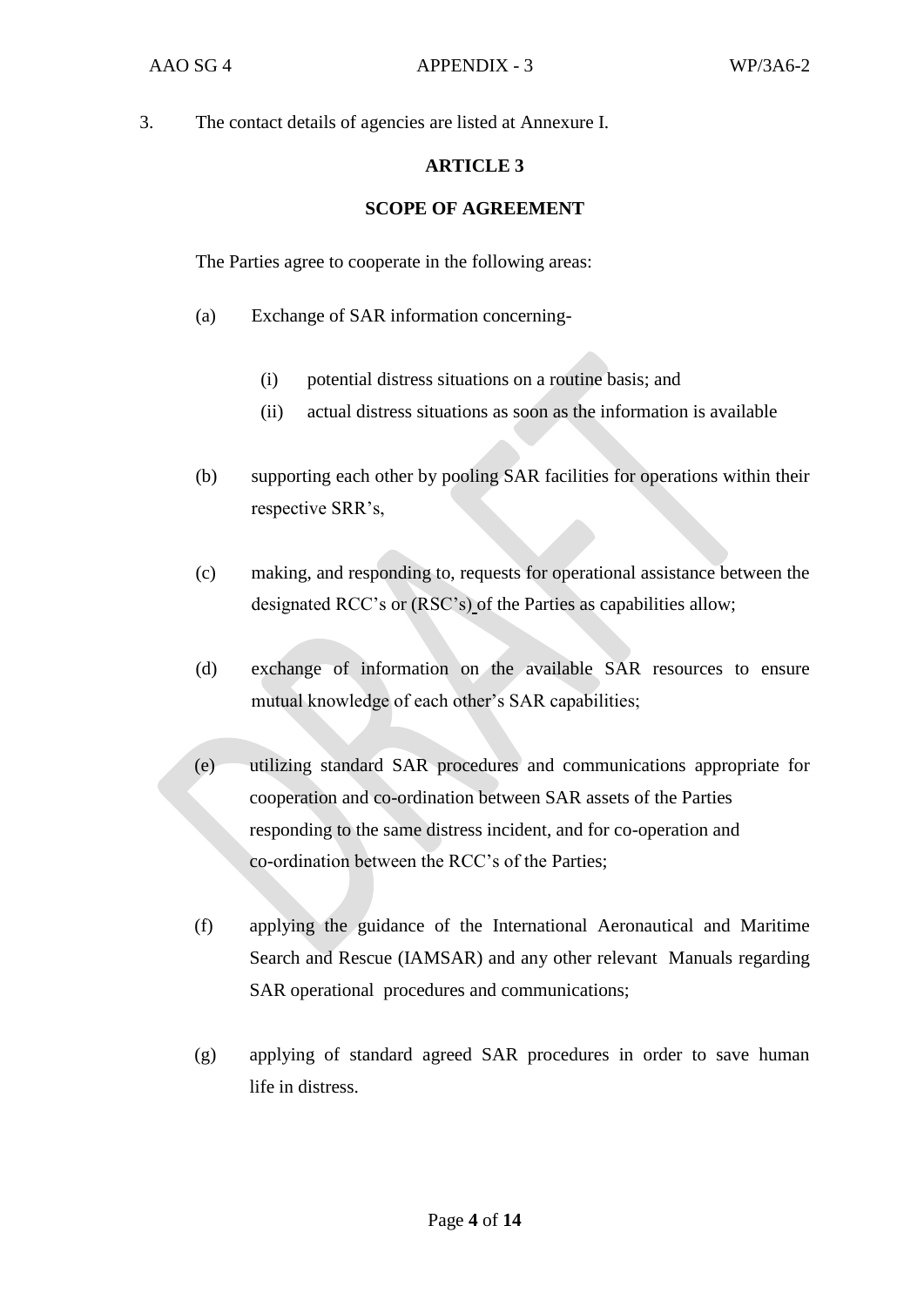3. The contact details of agencies are listed at Annexure I.

## ARTICLE 3

## SCOPE OF AGREEMENT

The Parties agree to cooperate in the following areas:

(a) Exchange of SAR information concerning-

   (i) potential distress situations on a routine basis; and

   (ii) actual distress situations as soon as the information is available

(b) supporting each other by pooling SAR facilities for operations within their respective SRR's,

(c) making, and responding to, requests for operational assistance between the designated RCC's or (RSC's) of the Parties as capabilities allow;

(d) exchange of information on the available SAR resources to ensure mutual knowledge of each other's SAR capabilities;

(e) utilizing standard SAR procedures and communications appropriate for cooperation and co-ordination between SAR assets of the Parties responding to the same distress incident, and for co-operation and co-ordination between the RCC's of the Parties;

(f) applying the guidance of the International Aeronautical and Maritime Search and Rescue (IAMSAR) and any other relevant Manuals regarding SAR operational procedures and communications;

(g) applying of standard agreed SAR procedures in order to save human life in distress.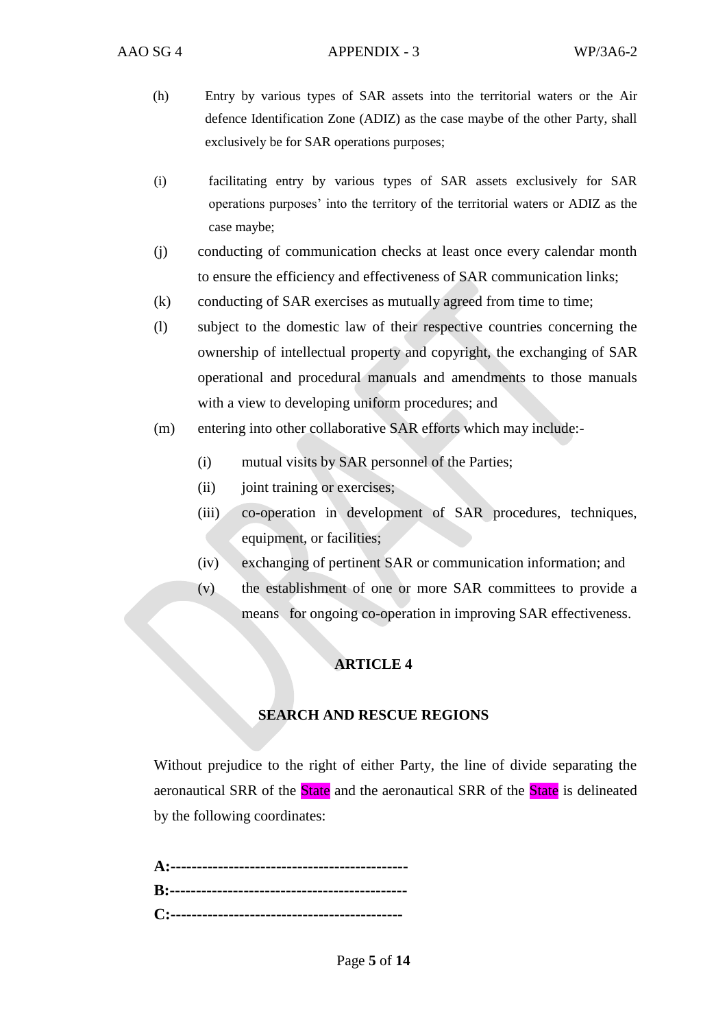(h) Entry by various types of SAR assets into the territorial waters or the Air defence Identification Zone (ADIZ) as the case maybe of the other Party, shall exclusively be for SAR operations purposes;

(i) facilitating entry by various types of SAR assets exclusively for SAR operations purposes' into the territory of the territorial waters or ADIZ as the case maybe;

(j) conducting of communication checks at least once every calendar month to ensure the efficiency and effectiveness of SAR communication links;

(k) conducting of SAR exercises as mutually agreed from time to time;

(l) subject to the domestic law of their respective countries concerning the ownership of intellectual property and copyright, the exchanging of SAR operational and procedural manuals and amendments to those manuals with a view to developing uniform procedures; and

(m) entering into other collaborative SAR efforts which may include:-

   (i) mutual visits by SAR personnel of the Parties;

   (ii) joint training or exercises;

   (iii) co-operation in development of SAR procedures, techniques, equipment, or facilities;

   (iv) exchanging of pertinent SAR or communication information; and

   (v) the establishment of one or more SAR committees to provide a means for ongoing co-operation in improving SAR effectiveness.

## ARTICLE 4

## SEARCH AND RESCUE REGIONS

Without prejudice to the right of either Party, the line of divide separating the aeronautical SRR of the State and the aeronautical SRR of the State is delineated by the following coordinates:

**A:**--------------------------------------------

**B:**--------------------------------------------

**C:**-------------------------------------------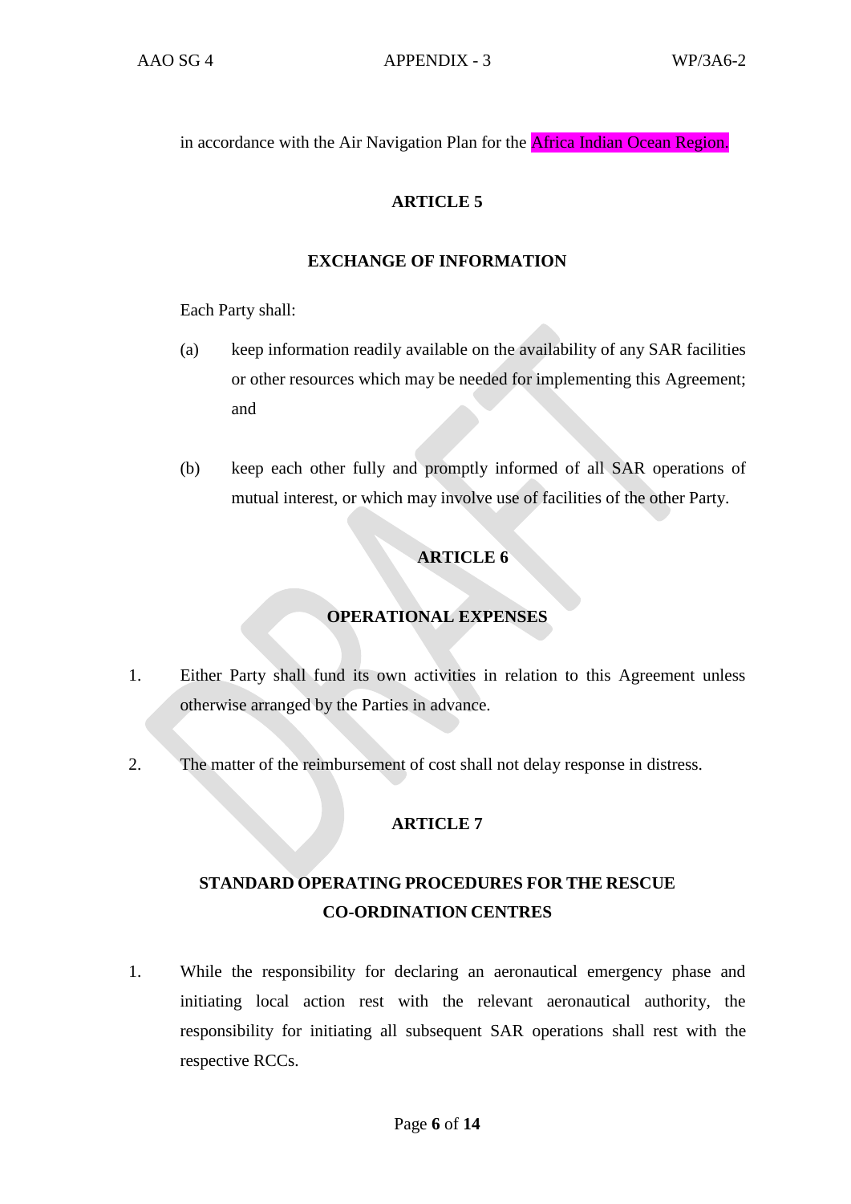in accordance with the Air Navigation Plan for the Africa Indian Ocean Region.

## ARTICLE 5

## EXCHANGE OF INFORMATION

Each Party shall:

(a) keep information readily available on the availability of any SAR facilities or other resources which may be needed for implementing this Agreement; and

(b) keep each other fully and promptly informed of all SAR operations of mutual interest, or which may involve use of facilities of the other Party.

## ARTICLE 6

## OPERATIONAL EXPENSES

1. Either Party shall fund its own activities in relation to this Agreement unless otherwise arranged by the Parties in advance.

2. The matter of the reimbursement of cost shall not delay response in distress.

## ARTICLE 7

## STANDARD OPERATING PROCEDURES FOR THE RESCUE CO-ORDINATION CENTRES

1. While the responsibility for declaring an aeronautical emergency phase and initiating local action rest with the relevant aeronautical authority, the responsibility for initiating all subsequent SAR operations shall rest with the respective RCCs.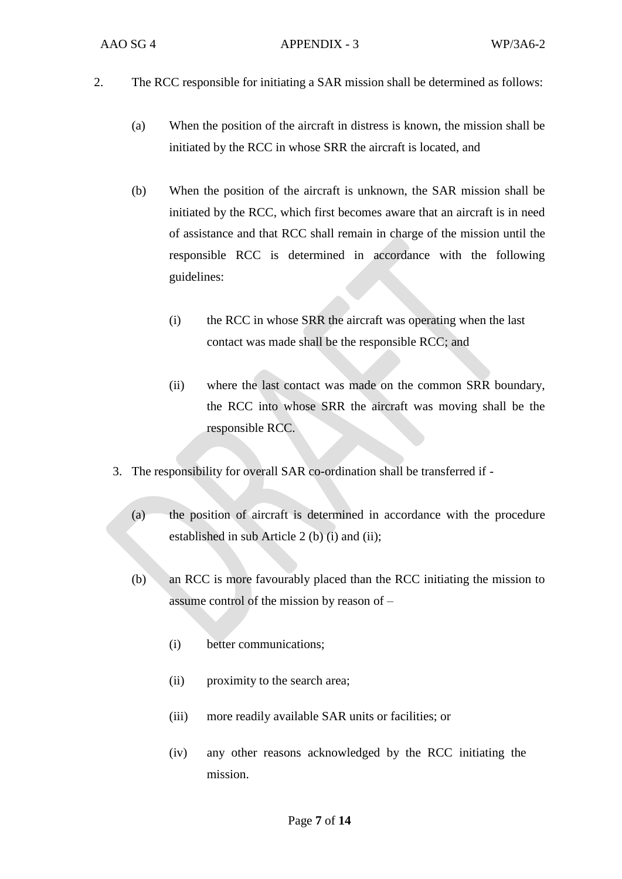2. The RCC responsible for initiating a SAR mission shall be determined as follows:

    (a) When the position of the aircraft in distress is known, the mission shall be initiated by the RCC in whose SRR the aircraft is located, and

    (b) When the position of the aircraft is unknown, the SAR mission shall be initiated by the RCC, which first becomes aware that an aircraft is in need of assistance and that RCC shall remain in charge of the mission until the responsible RCC is determined in accordance with the following guidelines:

        (i) the RCC in whose SRR the aircraft was operating when the last contact was made shall be the responsible RCC; and

        (ii) where the last contact was made on the common SRR boundary, the RCC into whose SRR the aircraft was moving shall be the responsible RCC.

3. The responsibility for overall SAR co-ordination shall be transferred if -

    (a) the position of aircraft is determined in accordance with the procedure established in sub Article 2 (b) (i) and (ii);

    (b) an RCC is more favourably placed than the RCC initiating the mission to assume control of the mission by reason of –

        (i) better communications;

        (ii) proximity to the search area;

        (iii) more readily available SAR units or facilities; or

        (iv) any other reasons acknowledged by the RCC initiating the mission.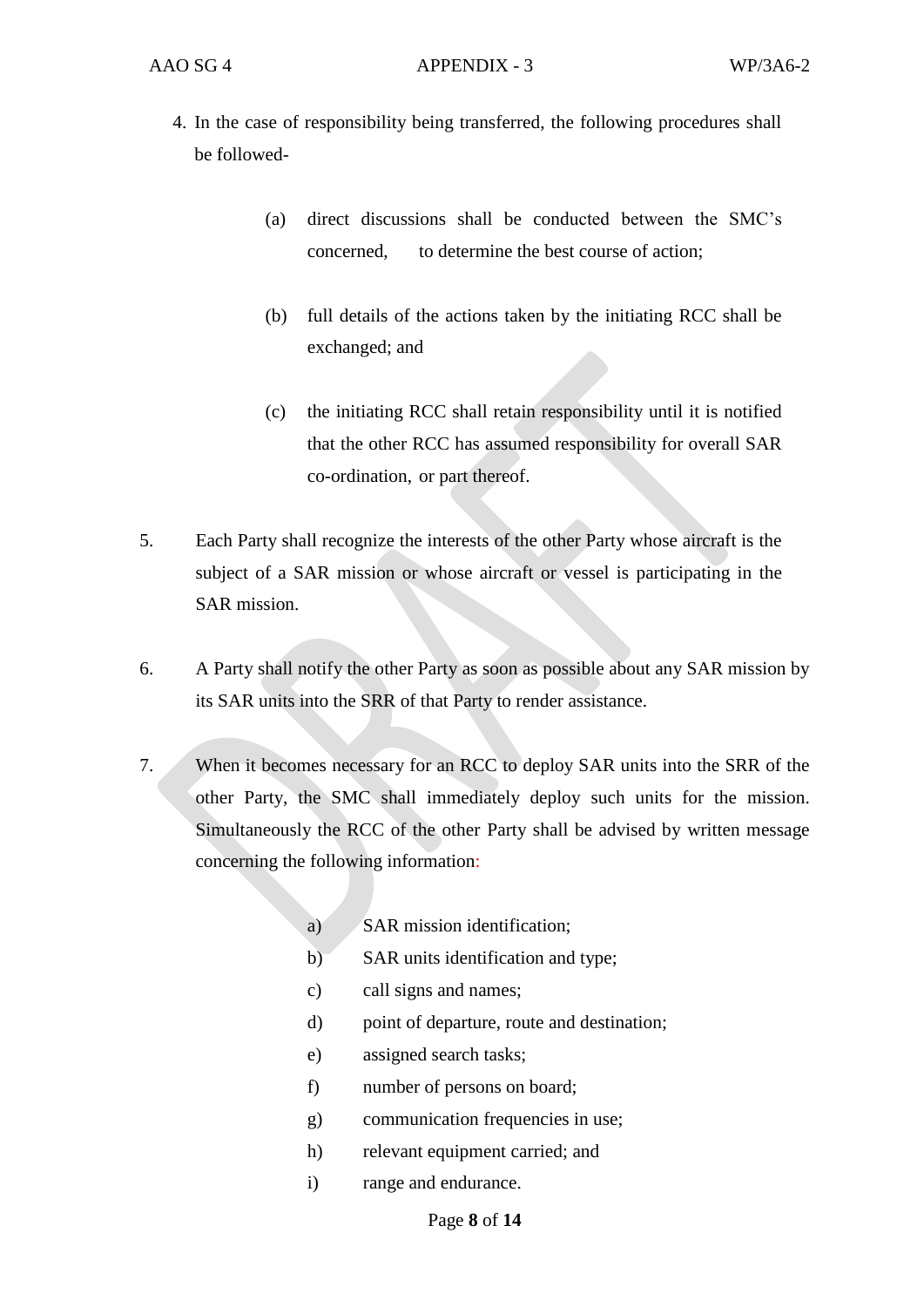4. In the case of responsibility being transferred, the following procedures shall be followed-

   (a) direct discussions shall be conducted between the SMC's concerned, to determine the best course of action;

   (b) full details of the actions taken by the initiating RCC shall be exchanged; and

   (c) the initiating RCC shall retain responsibility until it is notified that the other RCC has assumed responsibility for overall SAR co-ordination, or part thereof.

5. Each Party shall recognize the interests of the other Party whose aircraft is the subject of a SAR mission or whose aircraft or vessel is participating in the SAR mission.

6. A Party shall notify the other Party as soon as possible about any SAR mission by its SAR units into the SRR of that Party to render assistance.

7. When it becomes necessary for an RCC to deploy SAR units into the SRR of the other Party, the SMC shall immediately deploy such units for the mission. Simultaneously the RCC of the other Party shall be advised by written message concerning the following information:

   a) SAR mission identification;
   b) SAR units identification and type;
   c) call signs and names;
   d) point of departure, route and destination;
   e) assigned search tasks;
   f) number of persons on board;
   g) communication frequencies in use;
   h) relevant equipment carried; and
   i) range and endurance.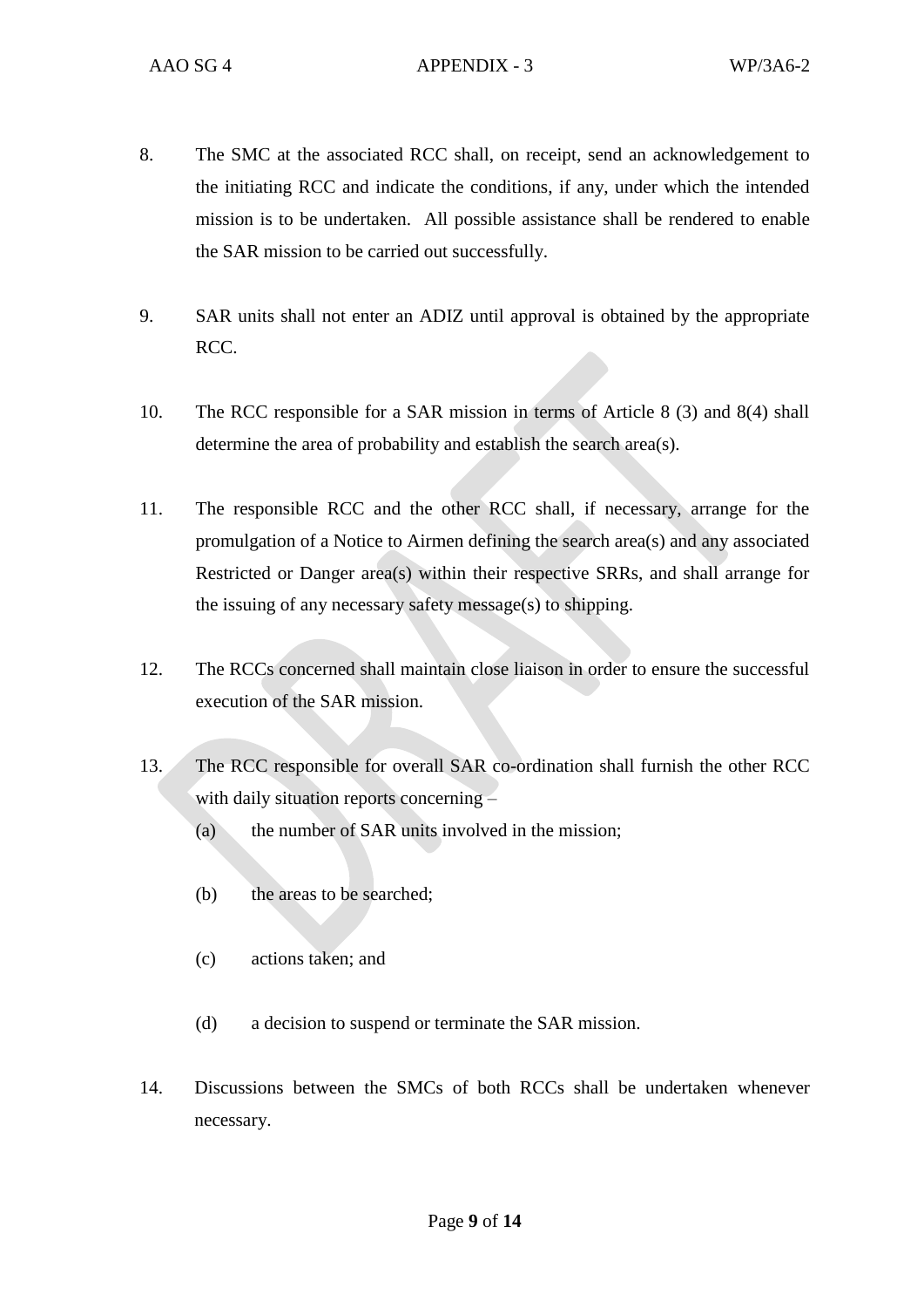8. The SMC at the associated RCC shall, on receipt, send an acknowledgement to the initiating RCC and indicate the conditions, if any, under which the intended mission is to be undertaken. All possible assistance shall be rendered to enable the SAR mission to be carried out successfully.

9. SAR units shall not enter an ADIZ until approval is obtained by the appropriate RCC.

10. The RCC responsible for a SAR mission in terms of Article 8 (3) and 8(4) shall determine the area of probability and establish the search area(s).

11. The responsible RCC and the other RCC shall, if necessary, arrange for the promulgation of a Notice to Airmen defining the search area(s) and any associated Restricted or Danger area(s) within their respective SRRs, and shall arrange for the issuing of any necessary safety message(s) to shipping.

12. The RCCs concerned shall maintain close liaison in order to ensure the successful execution of the SAR mission.

13. The RCC responsible for overall SAR co-ordination shall furnish the other RCC with daily situation reports concerning –

    (a) the number of SAR units involved in the mission;

    (b) the areas to be searched;

    (c) actions taken; and

    (d) a decision to suspend or terminate the SAR mission.

14. Discussions between the SMCs of both RCCs shall be undertaken whenever necessary.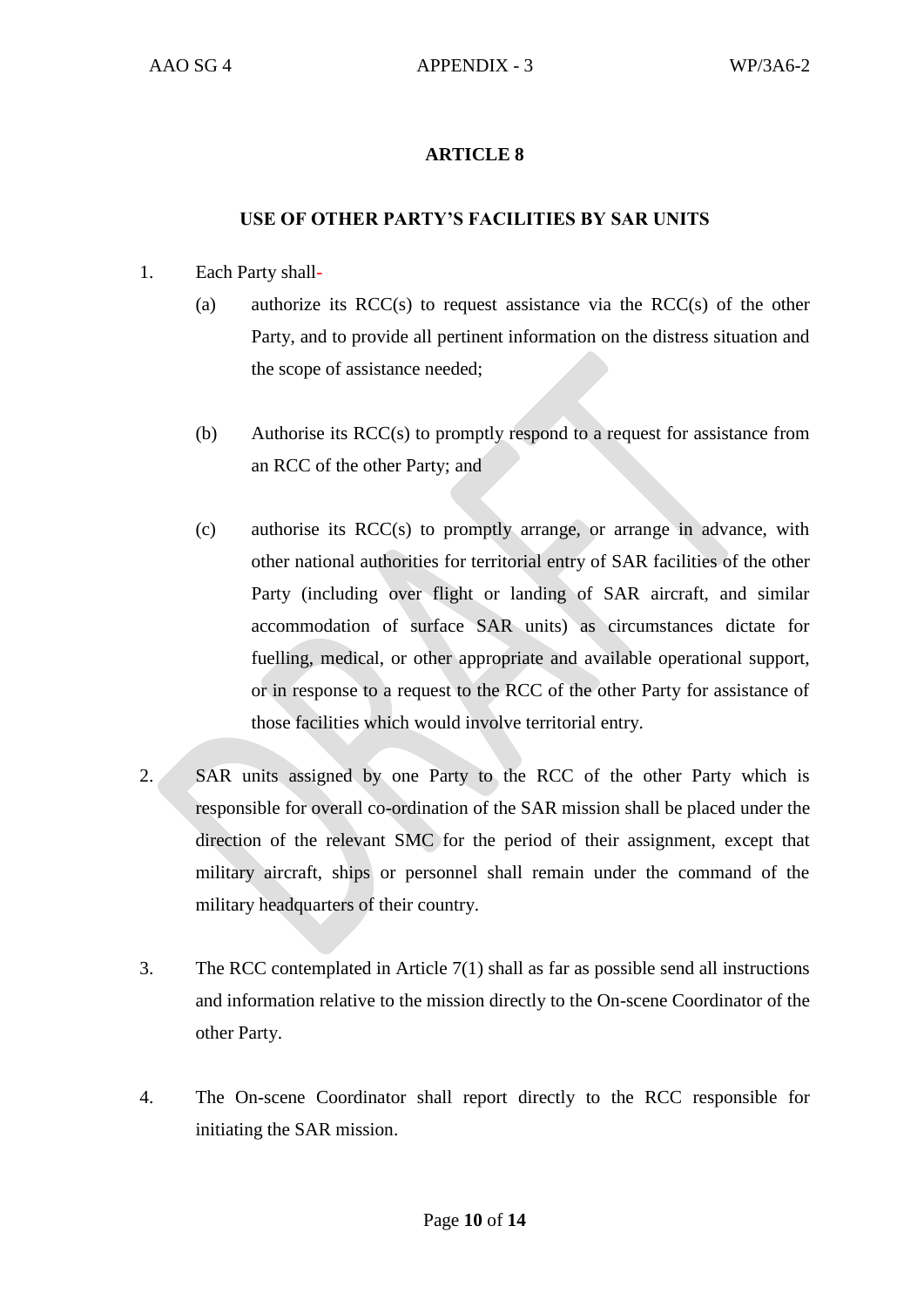## ARTICLE 8

### USE OF OTHER PARTY'S FACILITIES BY SAR UNITS

1. Each Party shall-

   (a) authorize its RCC(s) to request assistance via the RCC(s) of the other Party, and to provide all pertinent information on the distress situation and the scope of assistance needed;

   (b) Authorise its RCC(s) to promptly respond to a request for assistance from an RCC of the other Party; and

   (c) authorise its RCC(s) to promptly arrange, or arrange in advance, with other national authorities for territorial entry of SAR facilities of the other Party (including over flight or landing of SAR aircraft, and similar accommodation of surface SAR units) as circumstances dictate for fuelling, medical, or other appropriate and available operational support, or in response to a request to the RCC of the other Party for assistance of those facilities which would involve territorial entry.

2. SAR units assigned by one Party to the RCC of the other Party which is responsible for overall co-ordination of the SAR mission shall be placed under the direction of the relevant SMC for the period of their assignment, except that military aircraft, ships or personnel shall remain under the command of the military headquarters of their country.

3. The RCC contemplated in Article 7(1) shall as far as possible send all instructions and information relative to the mission directly to the On-scene Coordinator of the other Party.

4. The On-scene Coordinator shall report directly to the RCC responsible for initiating the SAR mission.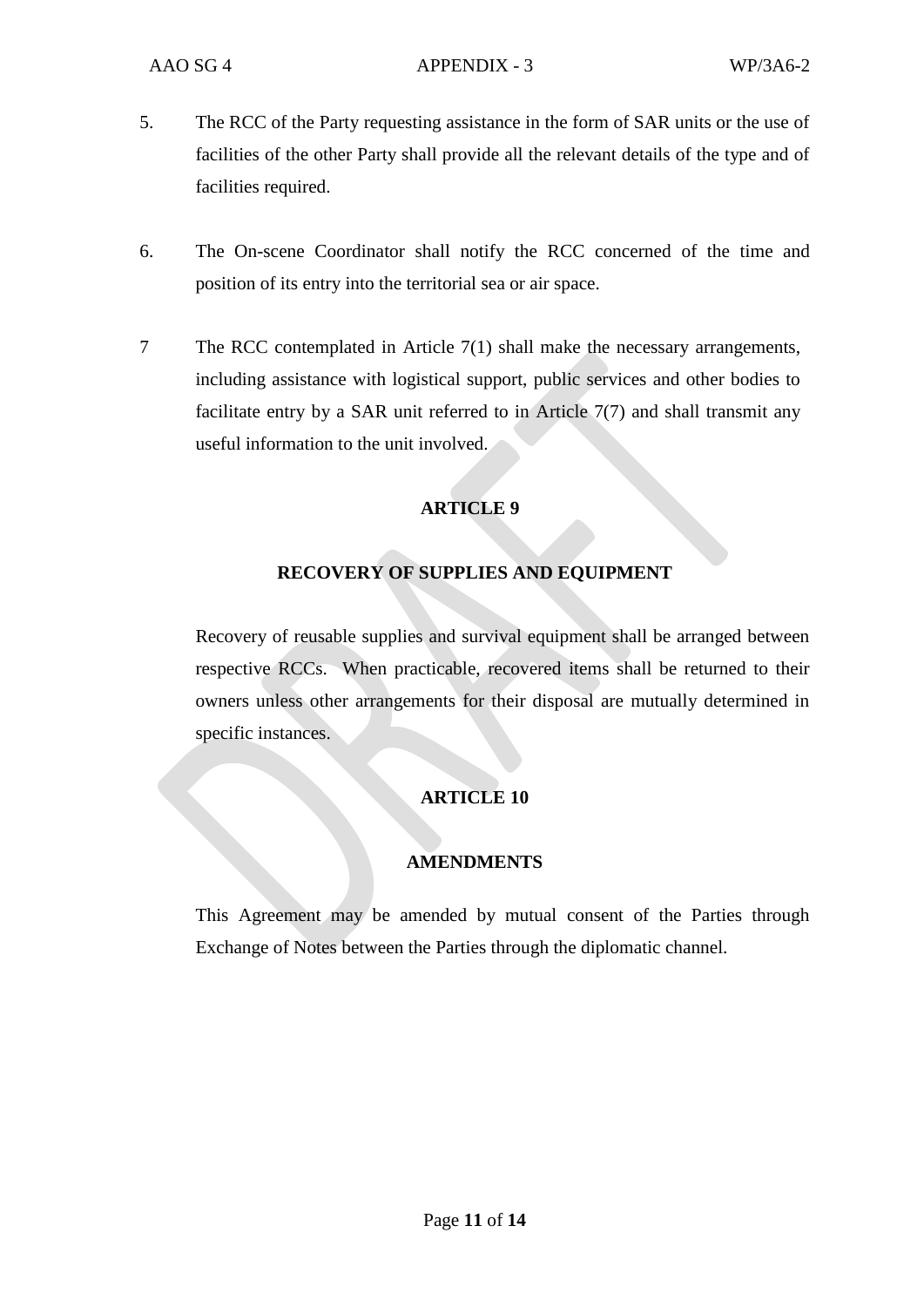5. The RCC of the Party requesting assistance in the form of SAR units or the use of facilities of the other Party shall provide all the relevant details of the type and of facilities required.

6. The On-scene Coordinator shall notify the RCC concerned of the time and position of its entry into the territorial sea or air space.

7 The RCC contemplated in Article 7(1) shall make the necessary arrangements, including assistance with logistical support, public services and other bodies to facilitate entry by a SAR unit referred to in Article 7(7) and shall transmit any useful information to the unit involved.

## ARTICLE 9

## RECOVERY OF SUPPLIES AND EQUIPMENT

Recovery of reusable supplies and survival equipment shall be arranged between respective RCCs. When practicable, recovered items shall be returned to their owners unless other arrangements for their disposal are mutually determined in specific instances.

## ARTICLE 10

## AMENDMENTS

This Agreement may be amended by mutual consent of the Parties through Exchange of Notes between the Parties through the diplomatic channel.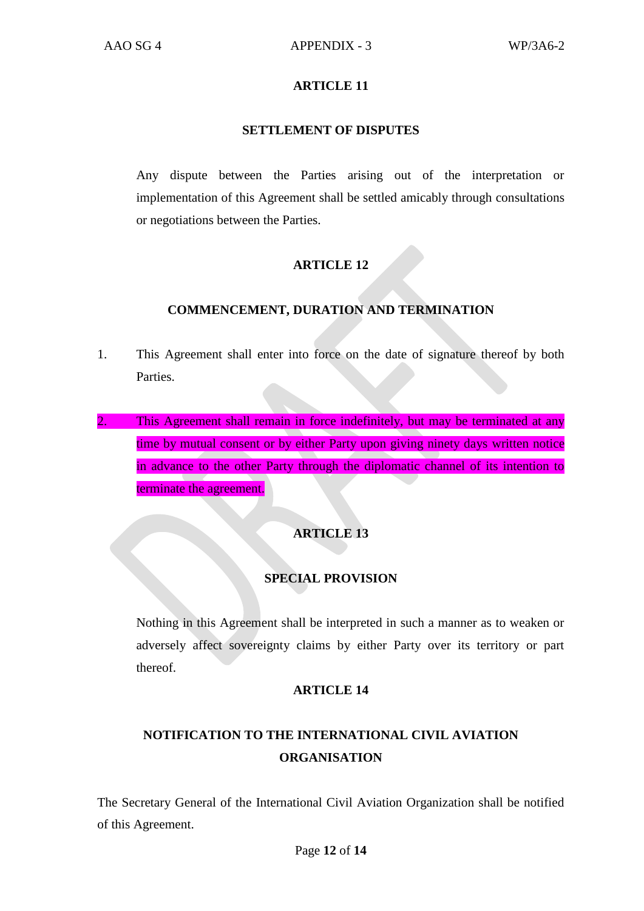## ARTICLE 11

### SETTLEMENT OF DISPUTES

Any dispute between the Parties arising out of the interpretation or implementation of this Agreement shall be settled amicably through consultations or negotiations between the Parties.

## ARTICLE 12

### COMMENCEMENT, DURATION AND TERMINATION

1. This Agreement shall enter into force on the date of signature thereof by both Parties.

2. This Agreement shall remain in force indefinitely, but may be terminated at any time by mutual consent or by either Party upon giving ninety days written notice in advance to the other Party through the diplomatic channel of its intention to terminate the agreement.

## ARTICLE 13

### SPECIAL PROVISION

Nothing in this Agreement shall be interpreted in such a manner as to weaken or adversely affect sovereignty claims by either Party over its territory or part thereof.

## ARTICLE 14

### NOTIFICATION TO THE INTERNATIONAL CIVIL AVIATION ORGANISATION

The Secretary General of the International Civil Aviation Organization shall be notified of this Agreement.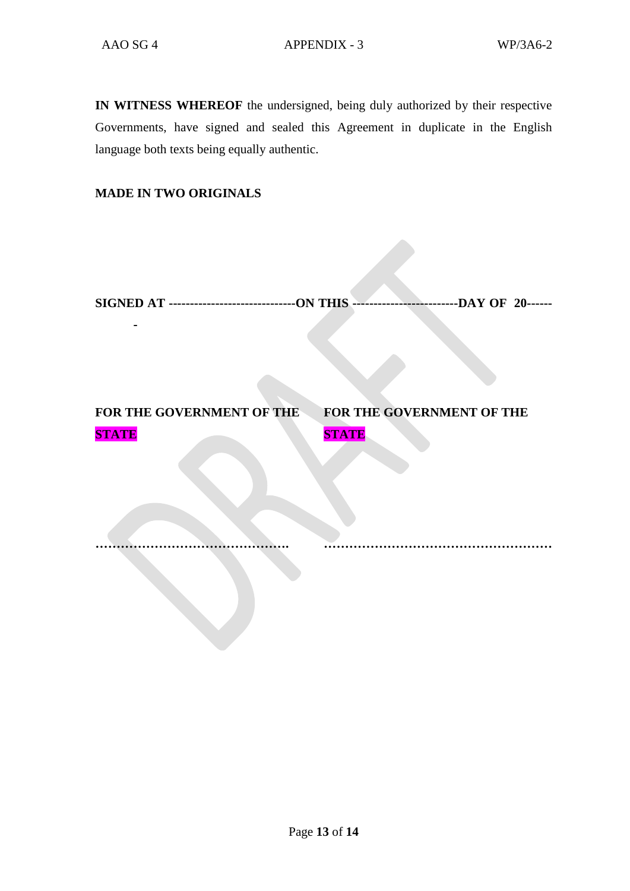**IN WITNESS WHEREOF** the undersigned, being duly authorized by their respective Governments, have signed and sealed this Agreement in duplicate in the English language both texts being equally authentic.

**MADE IN TWO ORIGINALS**

**SIGNED AT -----------------------------ON THIS ------------------------DAY OF 20-------**

| **FOR THE GOVERNMENT OF THE STATE** | **FOR THE GOVERNMENT OF THE STATE** |
| --- | --- |
| ………………………………………. | ……………………………………………… |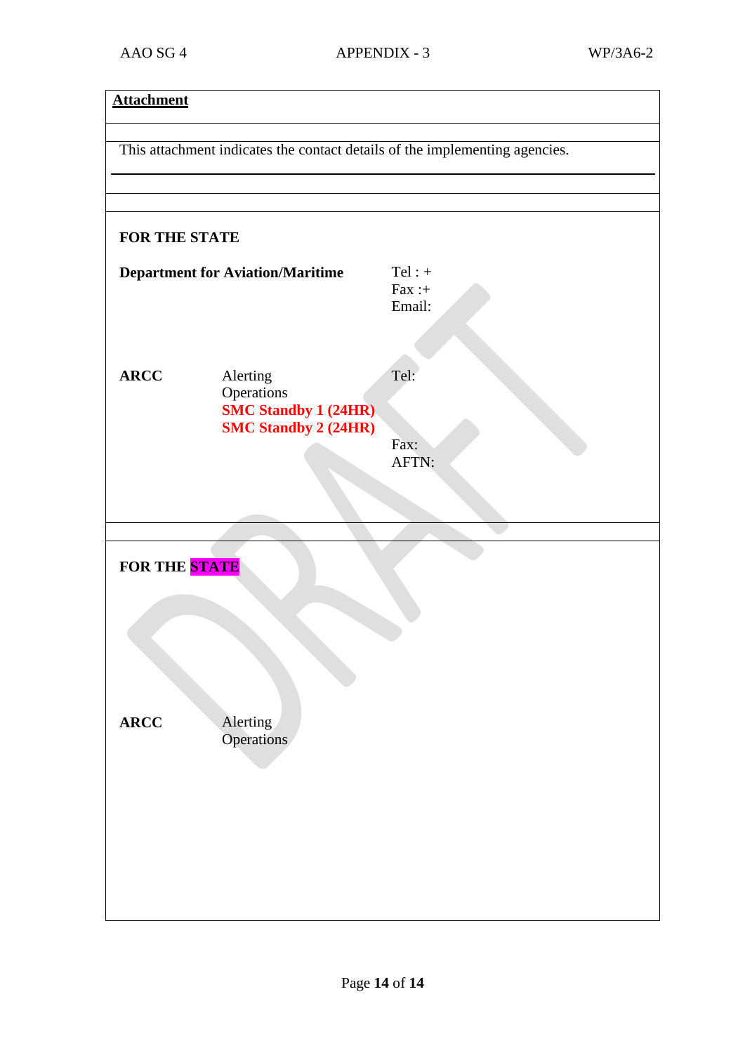**Attachment**

This attachment indicates the contact details of the implementing agencies.

---

**FOR THE STATE**

| | | |
|---|---|---|
| **Department for Aviation/Maritime** | | Tel : +<br>Fax :+<br>Email: |
| **ARCC** | Alerting<br>Operations<br>**SMC Standby 1 (24HR)**<br>**SMC Standby 2 (24HR)** | Tel:<br><br><br>Fax:<br>AFTN: |

---

**FOR THE STATE**

| | | |
|---|---|---|
| **ARCC** | Alerting<br>Operations | |